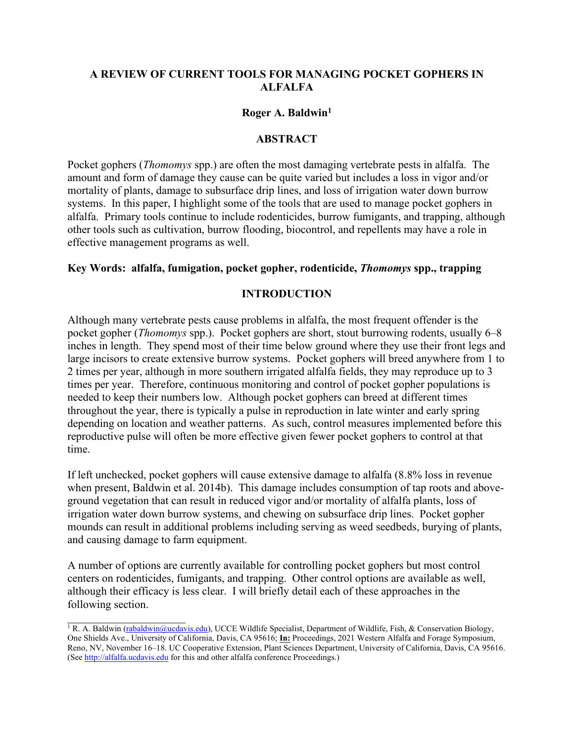# A REVIEW OF CURRENT TOOLS FOR MANAGING POCKET GOPHERS IN ALFALFA

**Roger A. Baldwin[1]**

## ABSTRACT

Pocket gophers (*Thomomys* spp.) are often the most damaging vertebrate pests in alfalfa. The amount and form of damage they cause can be quite varied but includes a loss in vigor and/or mortality of plants, damage to subsurface drip lines, and loss of irrigation water down burrow systems. In this paper, I highlight some of the tools that are used to manage pocket gophers in alfalfa. Primary tools continue to include rodenticides, burrow fumigants, and trapping, although other tools such as cultivation, burrow flooding, biocontrol, and repellents may have a role in effective management programs as well.

**Key Words: alfalfa, fumigation, pocket gopher, rodenticide, *Thomomys* spp., trapping**

## INTRODUCTION

Although many vertebrate pests cause problems in alfalfa, the most frequent offender is the pocket gopher (*Thomomys* spp.). Pocket gophers are short, stout burrowing rodents, usually 6–8 inches in length. They spend most of their time below ground where they use their front legs and large incisors to create extensive burrow systems. Pocket gophers will breed anywhere from 1 to 2 times per year, although in more southern irrigated alfalfa fields, they may reproduce up to 3 times per year. Therefore, continuous monitoring and control of pocket gopher populations is needed to keep their numbers low. Although pocket gophers can breed at different times throughout the year, there is typically a pulse in reproduction in late winter and early spring depending on location and weather patterns. As such, control measures implemented before this reproductive pulse will often be more effective given fewer pocket gophers to control at that time.

If left unchecked, pocket gophers will cause extensive damage to alfalfa (8.8% loss in revenue when present, Baldwin et al. 2014b). This damage includes consumption of tap roots and above-ground vegetation that can result in reduced vigor and/or mortality of alfalfa plants, loss of irrigation water down burrow systems, and chewing on subsurface drip lines. Pocket gopher mounds can result in additional problems including serving as weed seedbeds, burying of plants, and causing damage to farm equipment.

A number of options are currently available for controlling pocket gophers but most control centers on rodenticides, fumigants, and trapping. Other control options are available as well, although their efficacy is less clear. I will briefly detail each of these approaches in the following section.

---

[1] R. A. Baldwin (rabaldwin@ucdavis.edu), UCCE Wildlife Specialist, Department of Wildlife, Fish, & Conservation Biology, One Shields Ave., University of California, Davis, CA 95616; **In:** Proceedings, 2021 Western Alfalfa and Forage Symposium, Reno, NV, November 16–18. UC Cooperative Extension, Plant Sciences Department, University of California, Davis, CA 95616. (See http://alfalfa.ucdavis.edu for this and other alfalfa conference Proceedings.)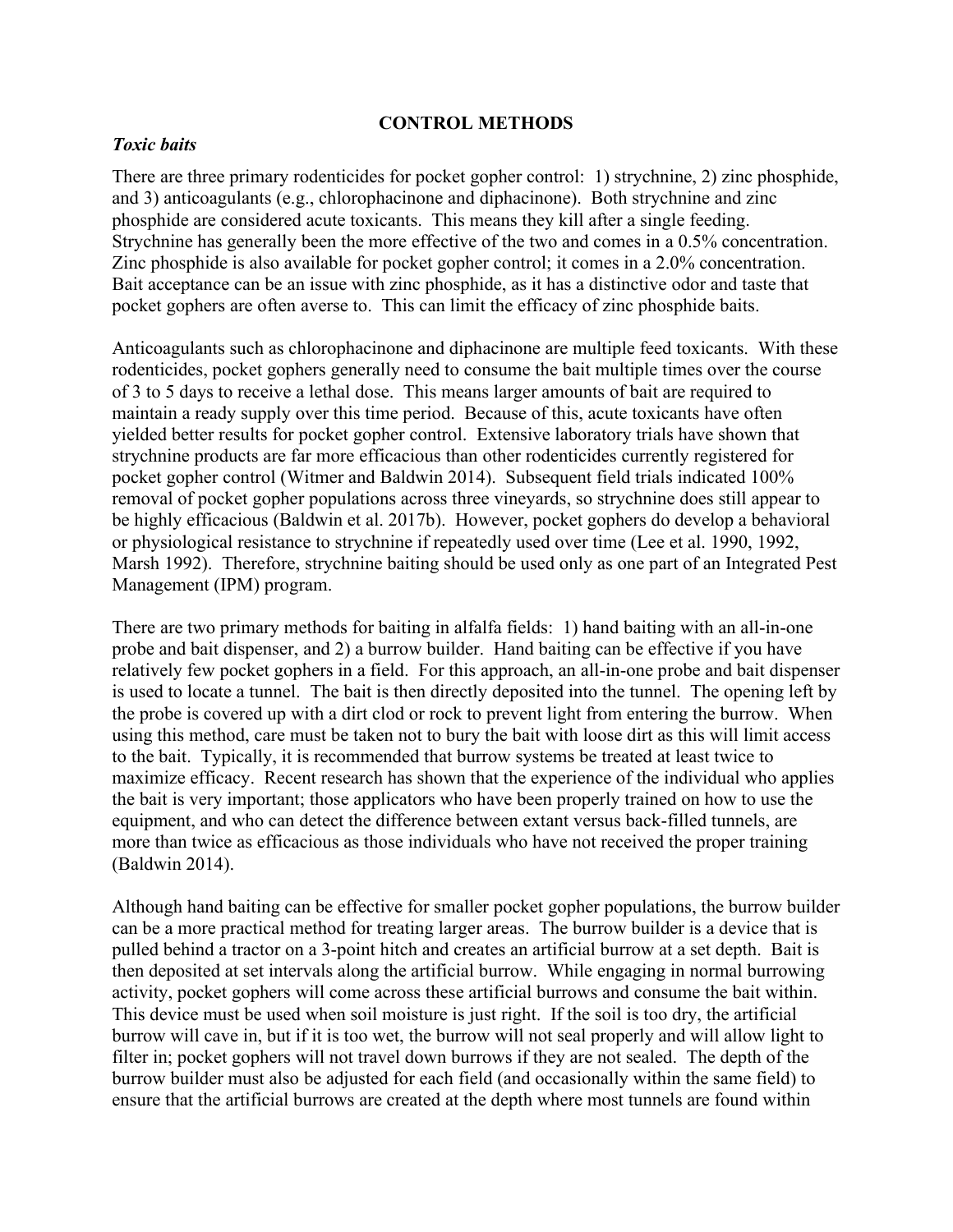## CONTROL METHODS

### *Toxic baits*

There are three primary rodenticides for pocket gopher control: 1) strychnine, 2) zinc phosphide, and 3) anticoagulants (e.g., chlorophacinone and diphacinone). Both strychnine and zinc phosphide are considered acute toxicants. This means they kill after a single feeding. Strychnine has generally been the more effective of the two and comes in a 0.5% concentration. Zinc phosphide is also available for pocket gopher control; it comes in a 2.0% concentration. Bait acceptance can be an issue with zinc phosphide, as it has a distinctive odor and taste that pocket gophers are often averse to. This can limit the efficacy of zinc phosphide baits.

Anticoagulants such as chlorophacinone and diphacinone are multiple feed toxicants. With these rodenticides, pocket gophers generally need to consume the bait multiple times over the course of 3 to 5 days to receive a lethal dose. This means larger amounts of bait are required to maintain a ready supply over this time period. Because of this, acute toxicants have often yielded better results for pocket gopher control. Extensive laboratory trials have shown that strychnine products are far more efficacious than other rodenticides currently registered for pocket gopher control (Witmer and Baldwin 2014). Subsequent field trials indicated 100% removal of pocket gopher populations across three vineyards, so strychnine does still appear to be highly efficacious (Baldwin et al. 2017b). However, pocket gophers do develop a behavioral or physiological resistance to strychnine if repeatedly used over time (Lee et al. 1990, 1992, Marsh 1992). Therefore, strychnine baiting should be used only as one part of an Integrated Pest Management (IPM) program.

There are two primary methods for baiting in alfalfa fields: 1) hand baiting with an all-in-one probe and bait dispenser, and 2) a burrow builder. Hand baiting can be effective if you have relatively few pocket gophers in a field. For this approach, an all-in-one probe and bait dispenser is used to locate a tunnel. The bait is then directly deposited into the tunnel. The opening left by the probe is covered up with a dirt clod or rock to prevent light from entering the burrow. When using this method, care must be taken not to bury the bait with loose dirt as this will limit access to the bait. Typically, it is recommended that burrow systems be treated at least twice to maximize efficacy. Recent research has shown that the experience of the individual who applies the bait is very important; those applicators who have been properly trained on how to use the equipment, and who can detect the difference between extant versus back-filled tunnels, are more than twice as efficacious as those individuals who have not received the proper training (Baldwin 2014).

Although hand baiting can be effective for smaller pocket gopher populations, the burrow builder can be a more practical method for treating larger areas. The burrow builder is a device that is pulled behind a tractor on a 3-point hitch and creates an artificial burrow at a set depth. Bait is then deposited at set intervals along the artificial burrow. While engaging in normal burrowing activity, pocket gophers will come across these artificial burrows and consume the bait within. This device must be used when soil moisture is just right. If the soil is too dry, the artificial burrow will cave in, but if it is too wet, the burrow will not seal properly and will allow light to filter in; pocket gophers will not travel down burrows if they are not sealed. The depth of the burrow builder must also be adjusted for each field (and occasionally within the same field) to ensure that the artificial burrows are created at the depth where most tunnels are found within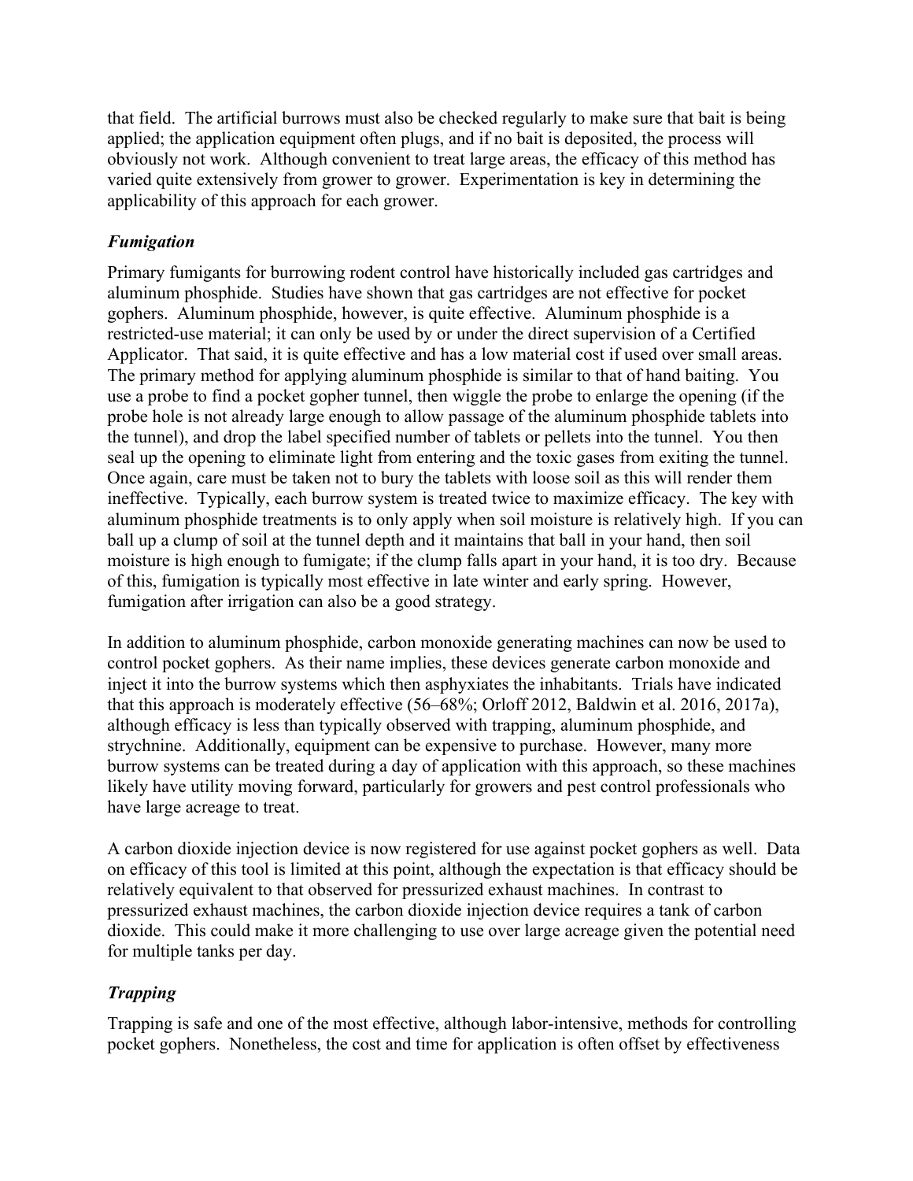that field. The artificial burrows must also be checked regularly to make sure that bait is being applied; the application equipment often plugs, and if no bait is deposited, the process will obviously not work. Although convenient to treat large areas, the efficacy of this method has varied quite extensively from grower to grower. Experimentation is key in determining the applicability of this approach for each grower.

### *Fumigation*

Primary fumigants for burrowing rodent control have historically included gas cartridges and aluminum phosphide. Studies have shown that gas cartridges are not effective for pocket gophers. Aluminum phosphide, however, is quite effective. Aluminum phosphide is a restricted-use material; it can only be used by or under the direct supervision of a Certified Applicator. That said, it is quite effective and has a low material cost if used over small areas. The primary method for applying aluminum phosphide is similar to that of hand baiting. You use a probe to find a pocket gopher tunnel, then wiggle the probe to enlarge the opening (if the probe hole is not already large enough to allow passage of the aluminum phosphide tablets into the tunnel), and drop the label specified number of tablets or pellets into the tunnel. You then seal up the opening to eliminate light from entering and the toxic gases from exiting the tunnel. Once again, care must be taken not to bury the tablets with loose soil as this will render them ineffective. Typically, each burrow system is treated twice to maximize efficacy. The key with aluminum phosphide treatments is to only apply when soil moisture is relatively high. If you can ball up a clump of soil at the tunnel depth and it maintains that ball in your hand, then soil moisture is high enough to fumigate; if the clump falls apart in your hand, it is too dry. Because of this, fumigation is typically most effective in late winter and early spring. However, fumigation after irrigation can also be a good strategy.

In addition to aluminum phosphide, carbon monoxide generating machines can now be used to control pocket gophers. As their name implies, these devices generate carbon monoxide and inject it into the burrow systems which then asphyxiates the inhabitants. Trials have indicated that this approach is moderately effective (56–68%; Orloff 2012, Baldwin et al. 2016, 2017a), although efficacy is less than typically observed with trapping, aluminum phosphide, and strychnine. Additionally, equipment can be expensive to purchase. However, many more burrow systems can be treated during a day of application with this approach, so these machines likely have utility moving forward, particularly for growers and pest control professionals who have large acreage to treat.

A carbon dioxide injection device is now registered for use against pocket gophers as well. Data on efficacy of this tool is limited at this point, although the expectation is that efficacy should be relatively equivalent to that observed for pressurized exhaust machines. In contrast to pressurized exhaust machines, the carbon dioxide injection device requires a tank of carbon dioxide. This could make it more challenging to use over large acreage given the potential need for multiple tanks per day.

### *Trapping*

Trapping is safe and one of the most effective, although labor-intensive, methods for controlling pocket gophers. Nonetheless, the cost and time for application is often offset by effectiveness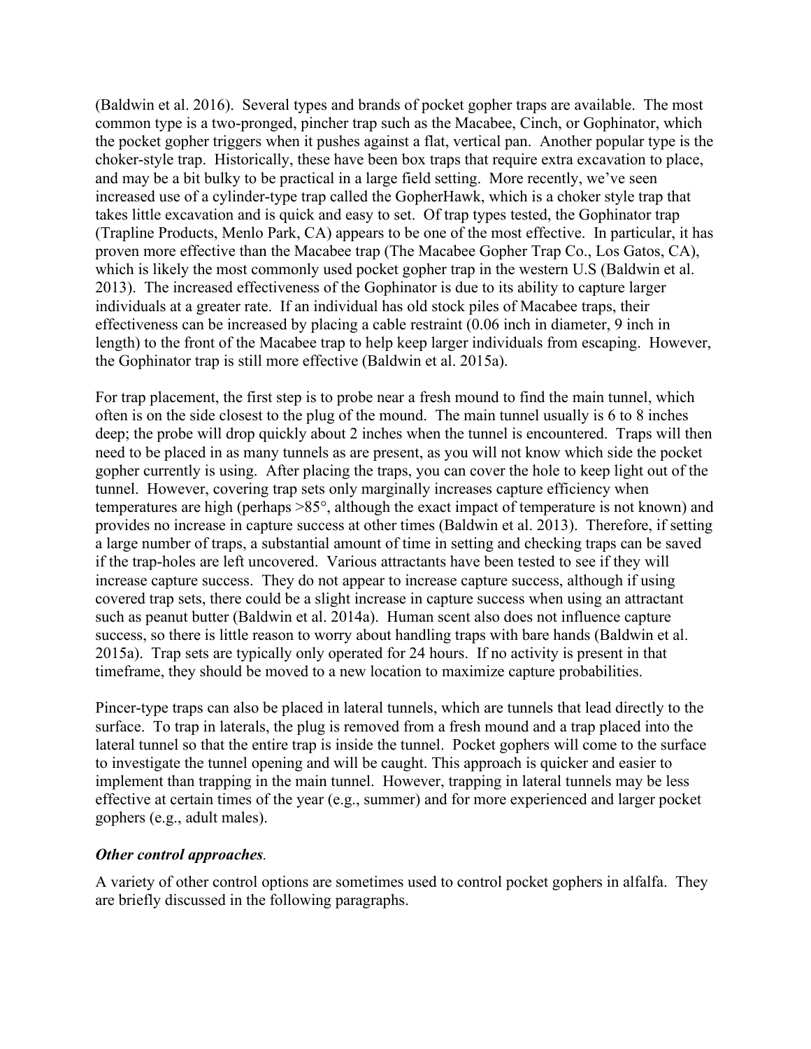(Baldwin et al. 2016). Several types and brands of pocket gopher traps are available. The most common type is a two-pronged, pincher trap such as the Macabee, Cinch, or Gophinator, which the pocket gopher triggers when it pushes against a flat, vertical pan. Another popular type is the choker-style trap. Historically, these have been box traps that require extra excavation to place, and may be a bit bulky to be practical in a large field setting. More recently, we've seen increased use of a cylinder-type trap called the GopherHawk, which is a choker style trap that takes little excavation and is quick and easy to set. Of trap types tested, the Gophinator trap (Trapline Products, Menlo Park, CA) appears to be one of the most effective. In particular, it has proven more effective than the Macabee trap (The Macabee Gopher Trap Co., Los Gatos, CA), which is likely the most commonly used pocket gopher trap in the western U.S (Baldwin et al. 2013). The increased effectiveness of the Gophinator is due to its ability to capture larger individuals at a greater rate. If an individual has old stock piles of Macabee traps, their effectiveness can be increased by placing a cable restraint (0.06 inch in diameter, 9 inch in length) to the front of the Macabee trap to help keep larger individuals from escaping. However, the Gophinator trap is still more effective (Baldwin et al. 2015a).

For trap placement, the first step is to probe near a fresh mound to find the main tunnel, which often is on the side closest to the plug of the mound. The main tunnel usually is 6 to 8 inches deep; the probe will drop quickly about 2 inches when the tunnel is encountered. Traps will then need to be placed in as many tunnels as are present, as you will not know which side the pocket gopher currently is using. After placing the traps, you can cover the hole to keep light out of the tunnel. However, covering trap sets only marginally increases capture efficiency when temperatures are high (perhaps >85°, although the exact impact of temperature is not known) and provides no increase in capture success at other times (Baldwin et al. 2013). Therefore, if setting a large number of traps, a substantial amount of time in setting and checking traps can be saved if the trap-holes are left uncovered. Various attractants have been tested to see if they will increase capture success. They do not appear to increase capture success, although if using covered trap sets, there could be a slight increase in capture success when using an attractant such as peanut butter (Baldwin et al. 2014a). Human scent also does not influence capture success, so there is little reason to worry about handling traps with bare hands (Baldwin et al. 2015a). Trap sets are typically only operated for 24 hours. If no activity is present in that timeframe, they should be moved to a new location to maximize capture probabilities.

Pincer-type traps can also be placed in lateral tunnels, which are tunnels that lead directly to the surface. To trap in laterals, the plug is removed from a fresh mound and a trap placed into the lateral tunnel so that the entire trap is inside the tunnel. Pocket gophers will come to the surface to investigate the tunnel opening and will be caught. This approach is quicker and easier to implement than trapping in the main tunnel. However, trapping in lateral tunnels may be less effective at certain times of the year (e.g., summer) and for more experienced and larger pocket gophers (e.g., adult males).

***Other control approaches*.**

A variety of other control options are sometimes used to control pocket gophers in alfalfa. They are briefly discussed in the following paragraphs.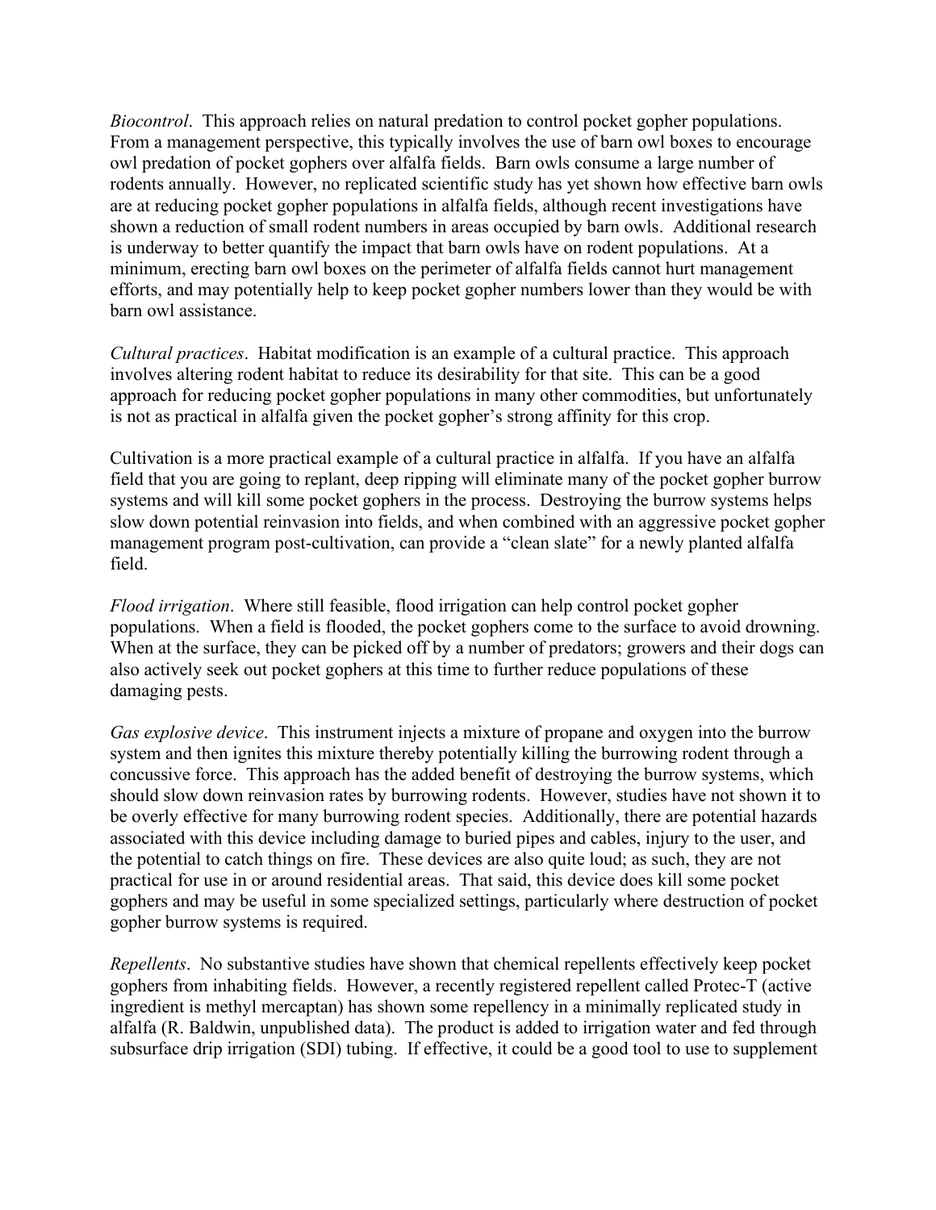*Biocontrol*. This approach relies on natural predation to control pocket gopher populations. From a management perspective, this typically involves the use of barn owl boxes to encourage owl predation of pocket gophers over alfalfa fields. Barn owls consume a large number of rodents annually. However, no replicated scientific study has yet shown how effective barn owls are at reducing pocket gopher populations in alfalfa fields, although recent investigations have shown a reduction of small rodent numbers in areas occupied by barn owls. Additional research is underway to better quantify the impact that barn owls have on rodent populations. At a minimum, erecting barn owl boxes on the perimeter of alfalfa fields cannot hurt management efforts, and may potentially help to keep pocket gopher numbers lower than they would be with barn owl assistance.

*Cultural practices*. Habitat modification is an example of a cultural practice. This approach involves altering rodent habitat to reduce its desirability for that site. This can be a good approach for reducing pocket gopher populations in many other commodities, but unfortunately is not as practical in alfalfa given the pocket gopher's strong affinity for this crop.

Cultivation is a more practical example of a cultural practice in alfalfa. If you have an alfalfa field that you are going to replant, deep ripping will eliminate many of the pocket gopher burrow systems and will kill some pocket gophers in the process. Destroying the burrow systems helps slow down potential reinvasion into fields, and when combined with an aggressive pocket gopher management program post-cultivation, can provide a "clean slate" for a newly planted alfalfa field.

*Flood irrigation*. Where still feasible, flood irrigation can help control pocket gopher populations. When a field is flooded, the pocket gophers come to the surface to avoid drowning. When at the surface, they can be picked off by a number of predators; growers and their dogs can also actively seek out pocket gophers at this time to further reduce populations of these damaging pests.

*Gas explosive device*. This instrument injects a mixture of propane and oxygen into the burrow system and then ignites this mixture thereby potentially killing the burrowing rodent through a concussive force. This approach has the added benefit of destroying the burrow systems, which should slow down reinvasion rates by burrowing rodents. However, studies have not shown it to be overly effective for many burrowing rodent species. Additionally, there are potential hazards associated with this device including damage to buried pipes and cables, injury to the user, and the potential to catch things on fire. These devices are also quite loud; as such, they are not practical for use in or around residential areas. That said, this device does kill some pocket gophers and may be useful in some specialized settings, particularly where destruction of pocket gopher burrow systems is required.

*Repellents*. No substantive studies have shown that chemical repellents effectively keep pocket gophers from inhabiting fields. However, a recently registered repellent called Protec-T (active ingredient is methyl mercaptan) has shown some repellency in a minimally replicated study in alfalfa (R. Baldwin, unpublished data). The product is added to irrigation water and fed through subsurface drip irrigation (SDI) tubing. If effective, it could be a good tool to use to supplement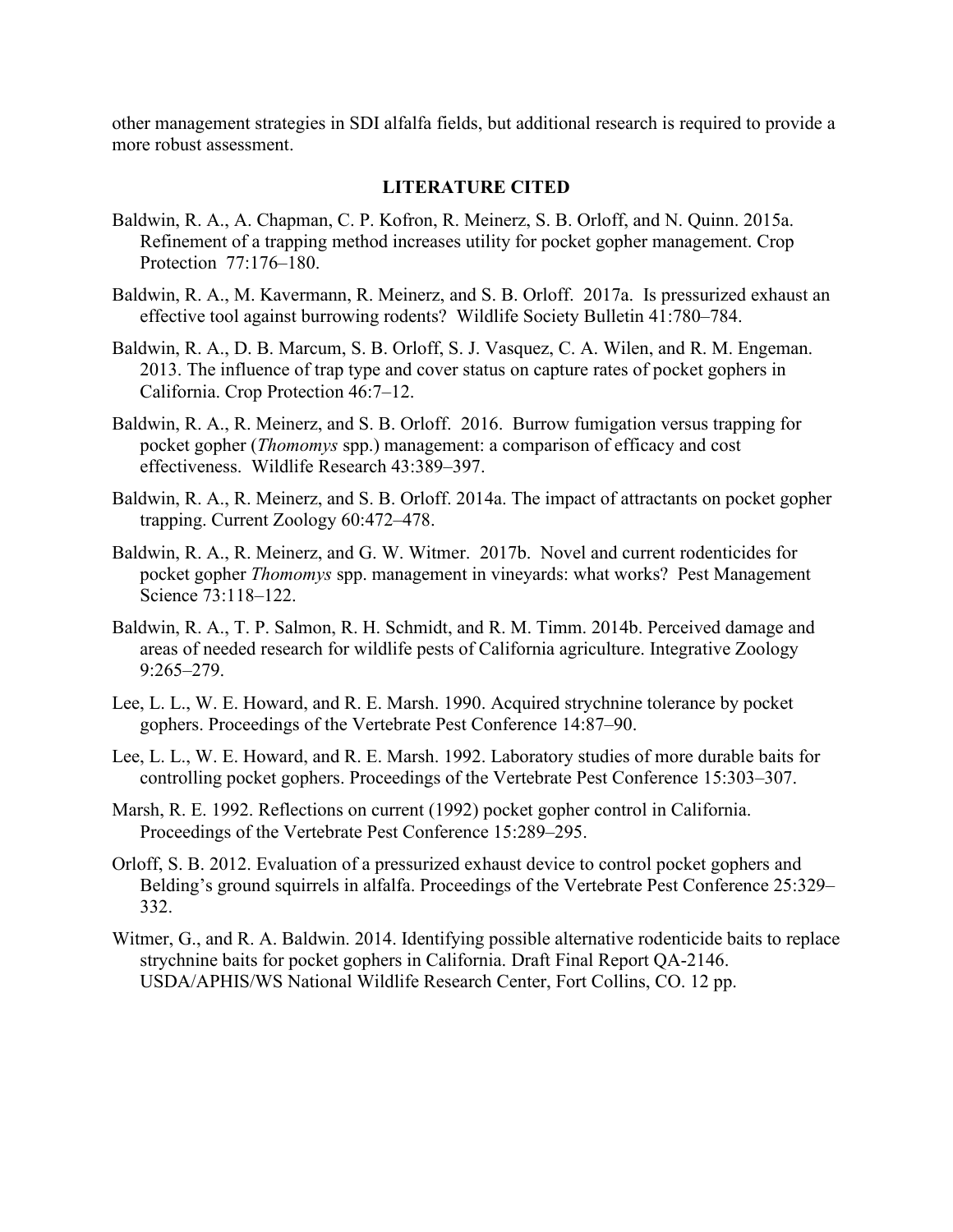other management strategies in SDI alfalfa fields, but additional research is required to provide a more robust assessment.

## LITERATURE CITED

Baldwin, R. A., A. Chapman, C. P. Kofron, R. Meinerz, S. B. Orloff, and N. Quinn. 2015a. Refinement of a trapping method increases utility for pocket gopher management. Crop Protection 77:176–180.

Baldwin, R. A., M. Kavermann, R. Meinerz, and S. B. Orloff. 2017a. Is pressurized exhaust an effective tool against burrowing rodents? Wildlife Society Bulletin 41:780–784.

Baldwin, R. A., D. B. Marcum, S. B. Orloff, S. J. Vasquez, C. A. Wilen, and R. M. Engeman. 2013. The influence of trap type and cover status on capture rates of pocket gophers in California. Crop Protection 46:7–12.

Baldwin, R. A., R. Meinerz, and S. B. Orloff. 2016. Burrow fumigation versus trapping for pocket gopher (*Thomomys* spp.) management: a comparison of efficacy and cost effectiveness. Wildlife Research 43:389–397.

Baldwin, R. A., R. Meinerz, and S. B. Orloff. 2014a. The impact of attractants on pocket gopher trapping. Current Zoology 60:472–478.

Baldwin, R. A., R. Meinerz, and G. W. Witmer. 2017b. Novel and current rodenticides for pocket gopher *Thomomys* spp. management in vineyards: what works? Pest Management Science 73:118–122.

Baldwin, R. A., T. P. Salmon, R. H. Schmidt, and R. M. Timm. 2014b. Perceived damage and areas of needed research for wildlife pests of California agriculture. Integrative Zoology 9:265–279.

Lee, L. L., W. E. Howard, and R. E. Marsh. 1990. Acquired strychnine tolerance by pocket gophers. Proceedings of the Vertebrate Pest Conference 14:87–90.

Lee, L. L., W. E. Howard, and R. E. Marsh. 1992. Laboratory studies of more durable baits for controlling pocket gophers. Proceedings of the Vertebrate Pest Conference 15:303–307.

Marsh, R. E. 1992. Reflections on current (1992) pocket gopher control in California. Proceedings of the Vertebrate Pest Conference 15:289–295.

Orloff, S. B. 2012. Evaluation of a pressurized exhaust device to control pocket gophers and Belding's ground squirrels in alfalfa. Proceedings of the Vertebrate Pest Conference 25:329–332.

Witmer, G., and R. A. Baldwin. 2014. Identifying possible alternative rodenticide baits to replace strychnine baits for pocket gophers in California. Draft Final Report QA-2146. USDA/APHIS/WS National Wildlife Research Center, Fort Collins, CO. 12 pp.